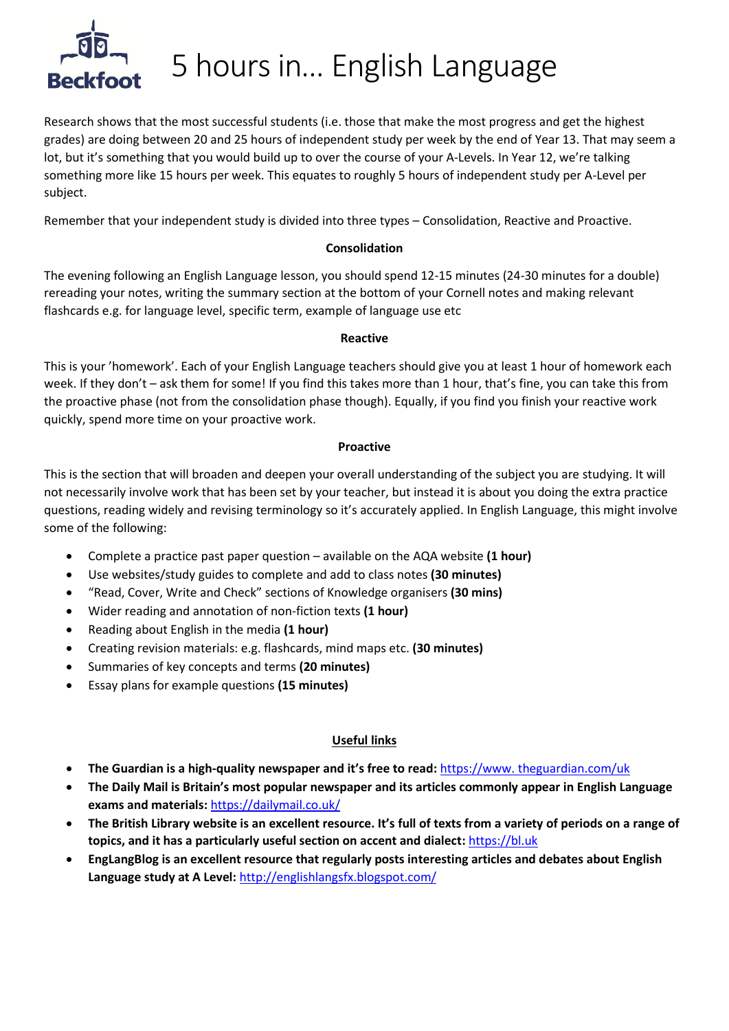# 5 hours in... English Language

Research shows that the most successful students (i.e. those that make the most progress and get the highest grades) are doing between 20 and 25 hours of independent study per week by the end of Year 13. That may seem a lot, but it's something that you would build up to over the course of your A-Levels. In Year 12, we're talking something more like 15 hours per week. This equates to roughly 5 hours of independent study per A-Level per subject.

Remember that your independent study is divided into three types – Consolidation, Reactive and Proactive.

**Consolidation**

The evening following an English Language lesson, you should spend 12-15 minutes (24-30 minutes for a double) rereading your notes, writing the summary section at the bottom of your Cornell notes and making relevant flashcards e.g. for language level, specific term, example of language use etc

**Reactive**

This is your 'homework'. Each of your English Language teachers should give you at least 1 hour of homework each week. If they don't – ask them for some! If you find this takes more than 1 hour, that's fine, you can take this from the proactive phase (not from the consolidation phase though). Equally, if you find you finish your reactive work quickly, spend more time on your proactive work.

**Proactive**

This is the section that will broaden and deepen your overall understanding of the subject you are studying. It will not necessarily involve work that has been set by your teacher, but instead it is about you doing the extra practice questions, reading widely and revising terminology so it's accurately applied. In English Language, this might involve some of the following:

- Complete a practice past paper question – available on the AQA website **(1 hour)**
- Use websites/study guides to complete and add to class notes **(30 minutes)**
- "Read, Cover, Write and Check" sections of Knowledge organisers **(30 mins)**
- Wider reading and annotation of non-fiction texts **(1 hour)**
- Reading about English in the media **(1 hour)**
- Creating revision materials: e.g. flashcards, mind maps etc. **(30 minutes)**
- Summaries of key concepts and terms **(20 minutes)**
- Essay plans for example questions **(15 minutes)**

**Useful links**

- **The Guardian is a high-quality newspaper and it's free to read:** https://www. theguardian.com/uk
- **The Daily Mail is Britain's most popular newspaper and its articles commonly appear in English Language exams and materials:** https://dailymail.co.uk/
- **The British Library website is an excellent resource. It's full of texts from a variety of periods on a range of topics, and it has a particularly useful section on accent and dialect:** https://bl.uk
- **EngLangBlog is an excellent resource that regularly posts interesting articles and debates about English Language study at A Level:** http://englishlangsfx.blogspot.com/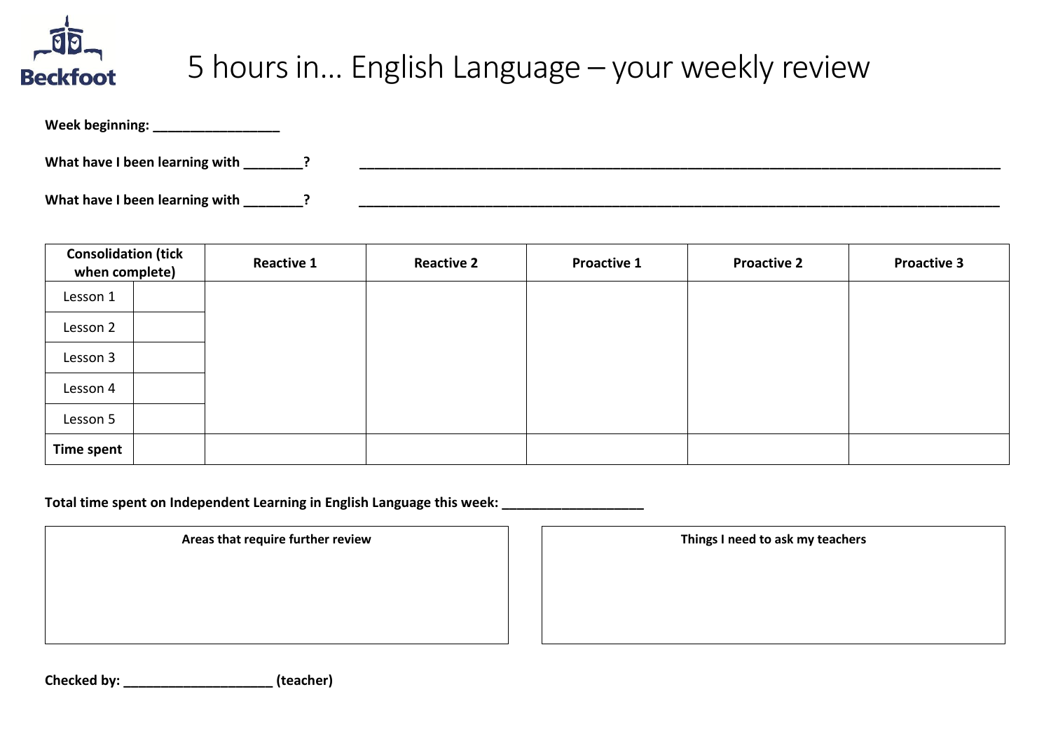# 5 hours in… English Language – your weekly review

**Week beginning: _________________**

**What have I been learning with ________?** ____________________________________________________________________________________________

**What have I been learning with ________?** ____________________________________________________________________________________________

| Consolidation (tick when complete) | | Reactive 1 | Reactive 2 | Proactive 1 | Proactive 2 | Proactive 3 |
|---|---|---|---|---|---|---|
| Lesson 1 | | | | | | |
| Lesson 2 | | | | | | |
| Lesson 3 | | | | | | |
| Lesson 4 | | | | | | |
| Lesson 5 | | | | | | |
| **Time spent** | | | | | | |

**Total time spent on Independent Learning in English Language this week: ___________________**

| Areas that require further review | Things I need to ask my teachers |
|---|---|
| | |

**Checked by: ____________________ (teacher)**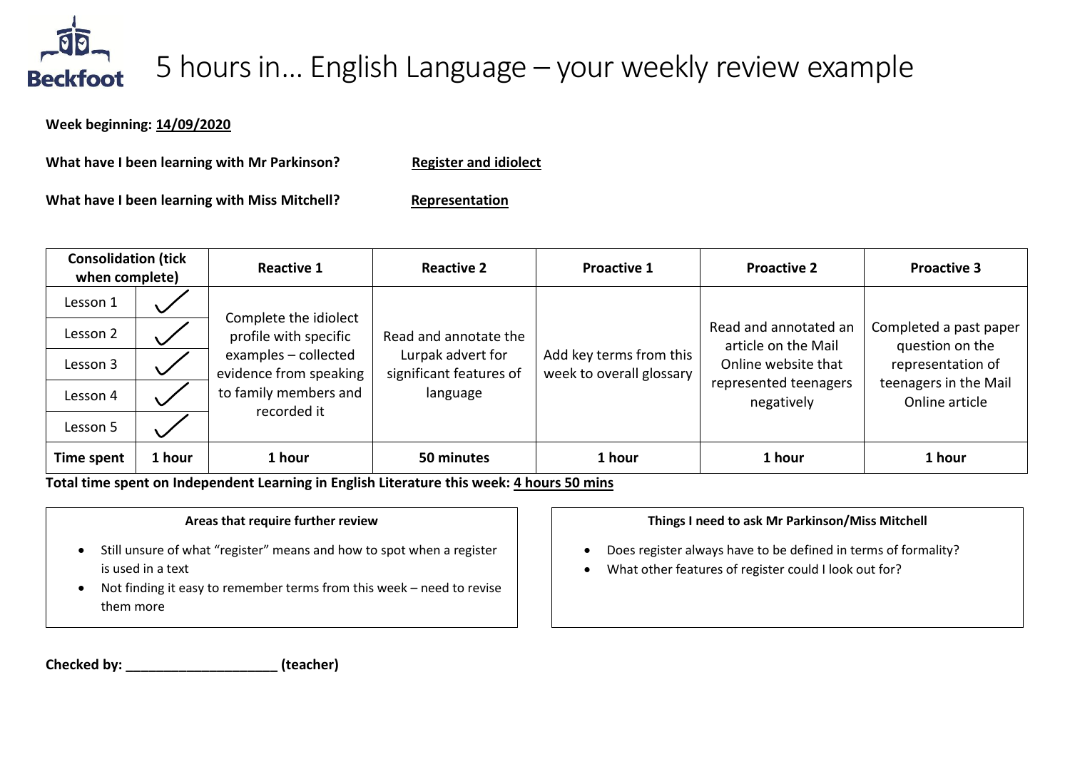# 5 hours in… English Language – your weekly review example

**Week beginning: 14/09/2020**

**What have I been learning with Mr Parkinson?** **Register and idiolect**

**What have I been learning with Miss Mitchell?** **Representation**

| Consolidation (tick when complete) | | Reactive 1 | Reactive 2 | Proactive 1 | Proactive 2 | Proactive 3 |
|---|---|---|---|---|---|---|
| Lesson 1 | ✓ | Complete the idiolect profile with specific examples – collected evidence from speaking to family members and recorded it | Read and annotate the Lurpak advert for significant features of language | Add key terms from this week to overall glossary | Read and annotated an article on the Mail Online website that represented teenagers negatively | Completed a past paper question on the representation of teenagers in the Mail Online article |
| Lesson 2 | ✓ | | | | | |
| Lesson 3 | ✓ | | | | | |
| Lesson 4 | ✓ | | | | | |
| Lesson 5 | ✓ | | | | | |
| **Time spent** | **1 hour** | **1 hour** | **50 minutes** | **1 hour** | **1 hour** | **1 hour** |

**Total time spent on Independent Learning in English Literature this week: 4 hours 50 mins**

**Areas that require further review**

- Still unsure of what "register" means and how to spot when a register is used in a text
- Not finding it easy to remember terms from this week – need to revise them more

**Things I need to ask Mr Parkinson/Miss Mitchell**

- Does register always have to be defined in terms of formality?
- What other features of register could I look out for?

**Checked by: ____________________ (teacher)**